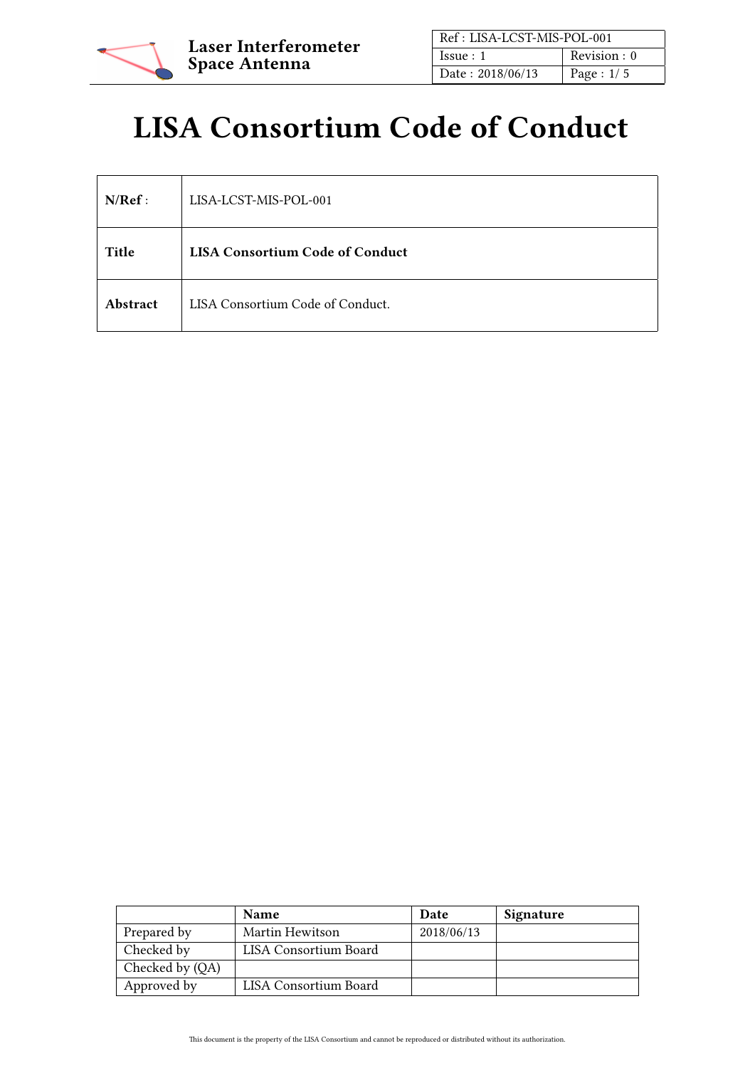# LISA Consortium Code of Conduct

| | |
|---|---|
| **N/Ref** : | LISA-LCST-MIS-POL-001 |
| **Title** | **LISA Consortium Code of Conduct** |
| **Abstract** | LISA Consortium Code of Conduct. |

| | **Name** | **Date** | **Signature** |
|---|---|---|---|
| Prepared by | Martin Hewitson | 2018/06/13 | |
| Checked by | LISA Consortium Board | | |
| Checked by (QA) | | | |
| Approved by | LISA Consortium Board | | |

This document is the property of the LISA Consortium and cannot be reproduced or distributed without its authorization.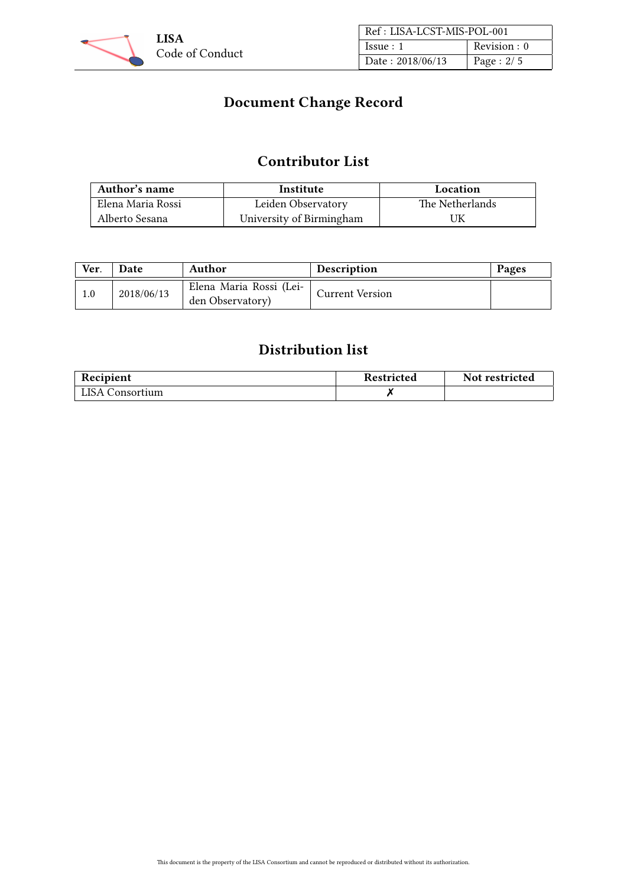# Document Change Record

## Contributor List

| Author's name | Institute | Location |
|---|---|---|
| Elena Maria Rossi | Leiden Observatory | The Netherlands |
| Alberto Sesana | University of Birmingham | UK |

| Ver. | Date | Author | Description | Pages |
|---|---|---|---|---|
| 1.0 | 2018/06/13 | Elena Maria Rossi (Leiden Observatory) | Current Version | |

## Distribution list

| Recipient | Restricted | Not restricted |
|---|---|---|
| LISA Consortium | ✗ | |

This document is the property of the LISA Consortium and cannot be reproduced or distributed without its authorization.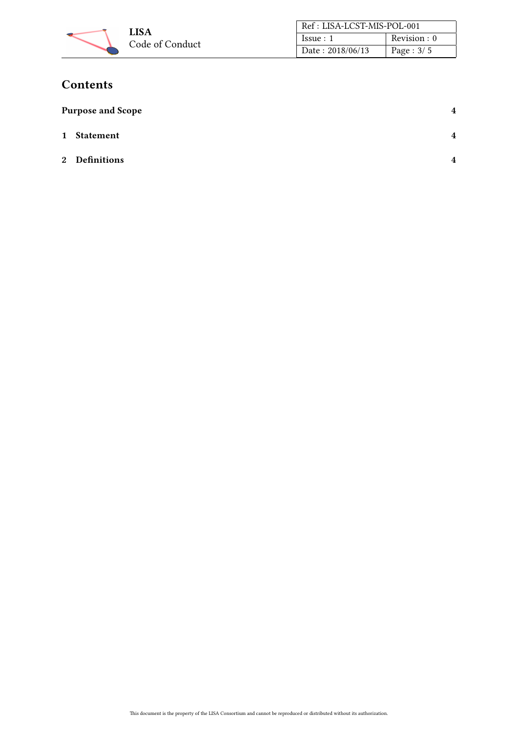# Contents

**Purpose and Scope** **4**

**1 Statement** **4**

**2 Definitions** **4**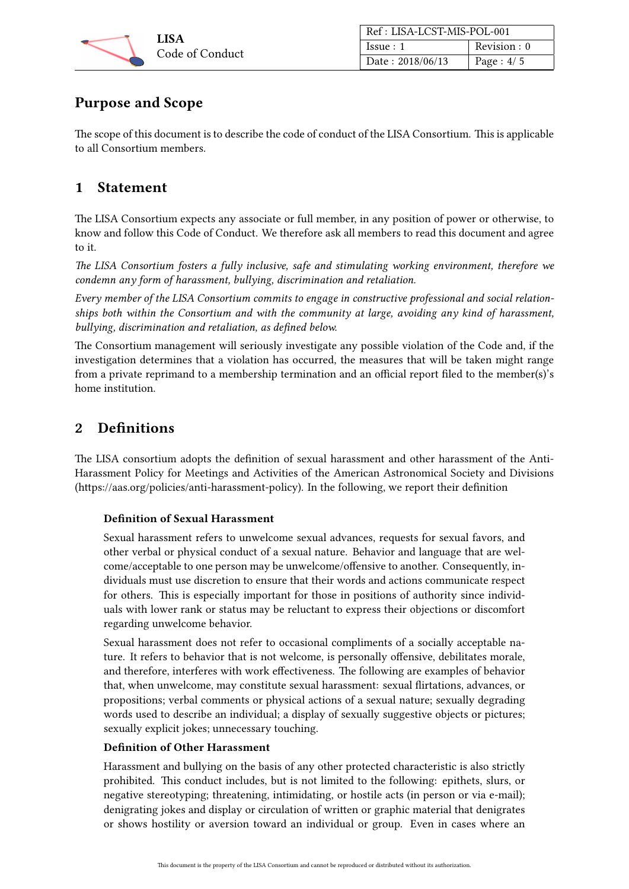## Purpose and Scope

The scope of this document is to describe the code of conduct of the LISA Consortium. This is applicable to all Consortium members.

## 1 Statement

The LISA Consortium expects any associate or full member, in any position of power or otherwise, to know and follow this Code of Conduct. We therefore ask all members to read this document and agree to it.

*The LISA Consortium fosters a fully inclusive, safe and stimulating working environment, therefore we condemn any form of harassment, bullying, discrimination and retaliation.*

*Every member of the LISA Consortium commits to engage in constructive professional and social relationships both within the Consortium and with the community at large, avoiding any kind of harassment, bullying, discrimination and retaliation, as defined below.*

The Consortium management will seriously investigate any possible violation of the Code and, if the investigation determines that a violation has occurred, the measures that will be taken might range from a private reprimand to a membership termination and an official report filed to the member(s)'s home institution.

## 2 Definitions

The LISA consortium adopts the definition of sexual harassment and other harassment of the Anti-Harassment Policy for Meetings and Activities of the American Astronomical Society and Divisions (https://aas.org/policies/anti-harassment-policy). In the following, we report their definition

> **Definition of Sexual Harassment**
>
> Sexual harassment refers to unwelcome sexual advances, requests for sexual favors, and other verbal or physical conduct of a sexual nature. Behavior and language that are welcome/acceptable to one person may be unwelcome/offensive to another. Consequently, individuals must use discretion to ensure that their words and actions communicate respect for others. This is especially important for those in positions of authority since individuals with lower rank or status may be reluctant to express their objections or discomfort regarding unwelcome behavior.
>
> Sexual harassment does not refer to occasional compliments of a socially acceptable nature. It refers to behavior that is not welcome, is personally offensive, debilitates morale, and therefore, interferes with work effectiveness. The following are examples of behavior that, when unwelcome, may constitute sexual harassment: sexual flirtations, advances, or propositions; verbal comments or physical actions of a sexual nature; sexually degrading words used to describe an individual; a display of sexually suggestive objects or pictures; sexually explicit jokes; unnecessary touching.
>
> **Definition of Other Harassment**
>
> Harassment and bullying on the basis of any other protected characteristic is also strictly prohibited. This conduct includes, but is not limited to the following: epithets, slurs, or negative stereotyping; threatening, intimidating, or hostile acts (in person or via e-mail); denigrating jokes and display or circulation of written or graphic material that denigrates or shows hostility or aversion toward an individual or group. Even in cases where an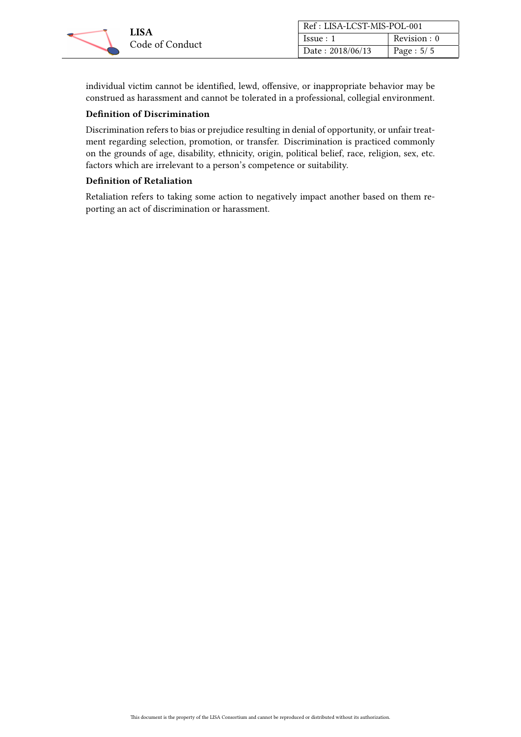individual victim cannot be identified, lewd, offensive, or inappropriate behavior may be construed as harassment and cannot be tolerated in a professional, collegial environment.

**Definition of Discrimination**

Discrimination refers to bias or prejudice resulting in denial of opportunity, or unfair treatment regarding selection, promotion, or transfer. Discrimination is practiced commonly on the grounds of age, disability, ethnicity, origin, political belief, race, religion, sex, etc. factors which are irrelevant to a person's competence or suitability.

**Definition of Retaliation**

Retaliation refers to taking some action to negatively impact another based on them reporting an act of discrimination or harassment.